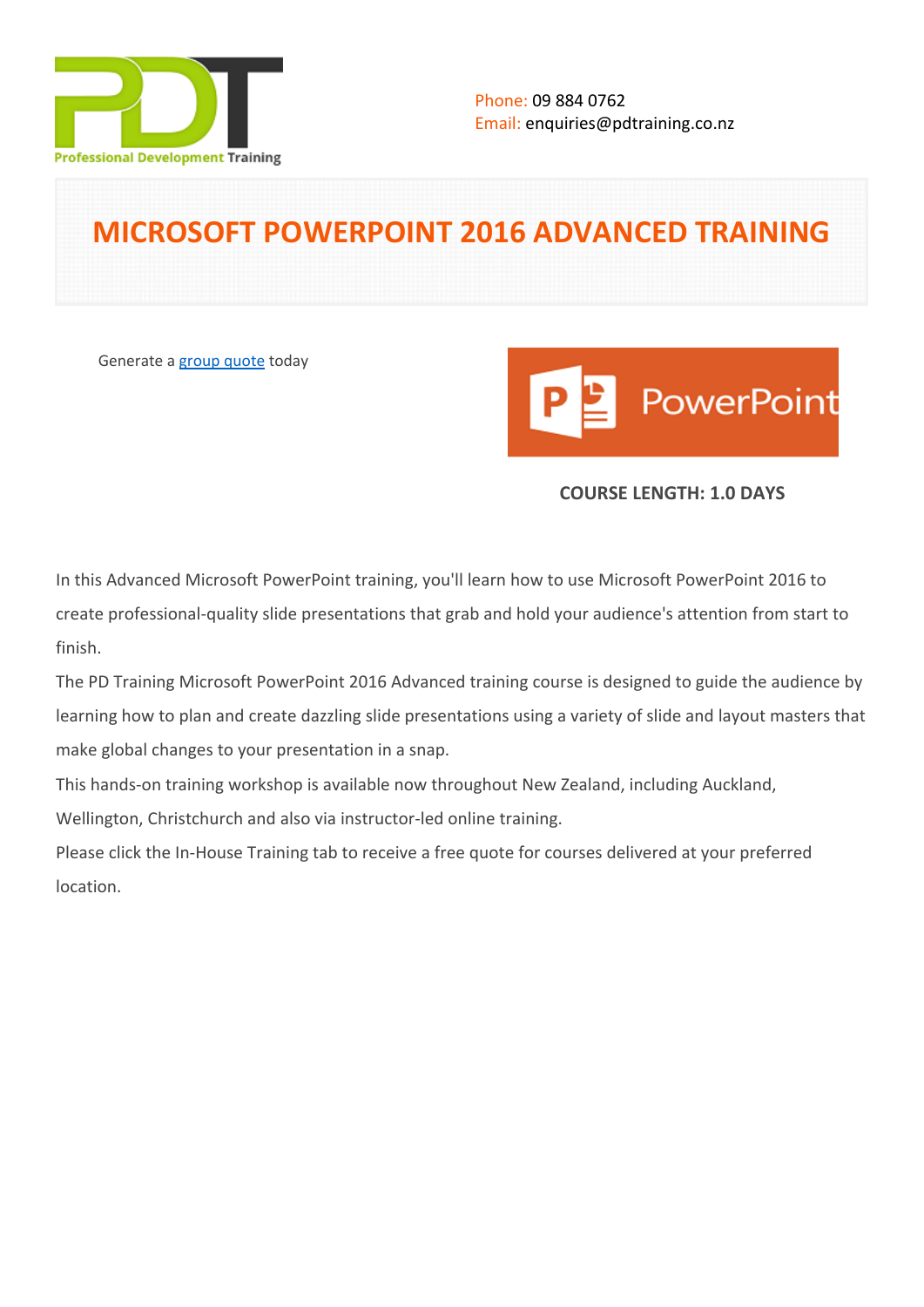Phone: 09 884 0762
Email: enquiries@pdtraining.co.nz

# MICROSOFT POWERPOINT 2016 ADVANCED TRAINING

Generate a group quote today

**COURSE LENGTH: 1.0 DAYS**

In this Advanced Microsoft PowerPoint training, you'll learn how to use Microsoft PowerPoint 2016 to create professional-quality slide presentations that grab and hold your audience's attention from start to finish.

The PD Training Microsoft PowerPoint 2016 Advanced training course is designed to guide the audience by learning how to plan and create dazzling slide presentations using a variety of slide and layout masters that make global changes to your presentation in a snap.

This hands-on training workshop is available now throughout New Zealand, including Auckland, Wellington, Christchurch and also via instructor-led online training.

Please click the In-House Training tab to receive a free quote for courses delivered at your preferred location.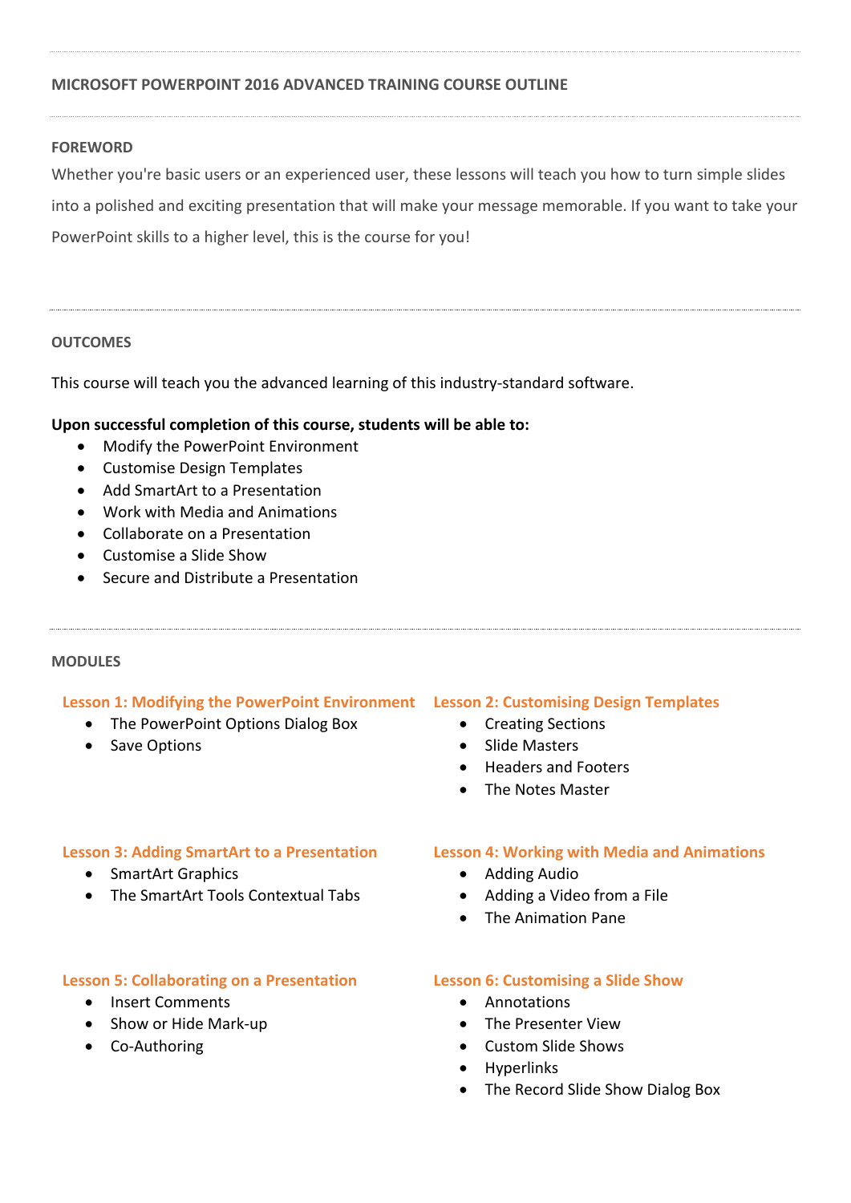## MICROSOFT POWERPOINT 2016 ADVANCED TRAINING COURSE OUTLINE

### FOREWORD

Whether you're basic users or an experienced user, these lessons will teach you how to turn simple slides into a polished and exciting presentation that will make your message memorable. If you want to take your PowerPoint skills to a higher level, this is the course for you!

### OUTCOMES

This course will teach you the advanced learning of this industry-standard software.

**Upon successful completion of this course, students will be able to:**

- Modify the PowerPoint Environment
- Customise Design Templates
- Add SmartArt to a Presentation
- Work with Media and Animations
- Collaborate on a Presentation
- Customise a Slide Show
- Secure and Distribute a Presentation

### MODULES

#### Lesson 1: Modifying the PowerPoint Environment

- The PowerPoint Options Dialog Box
- Save Options

#### Lesson 2: Customising Design Templates

- Creating Sections
- Slide Masters
- Headers and Footers
- The Notes Master

#### Lesson 3: Adding SmartArt to a Presentation

- SmartArt Graphics
- The SmartArt Tools Contextual Tabs

#### Lesson 4: Working with Media and Animations

- Adding Audio
- Adding a Video from a File
- The Animation Pane

#### Lesson 5: Collaborating on a Presentation

- Insert Comments
- Show or Hide Mark-up
- Co-Authoring

#### Lesson 6: Customising a Slide Show

- Annotations
- The Presenter View
- Custom Slide Shows
- Hyperlinks
- The Record Slide Show Dialog Box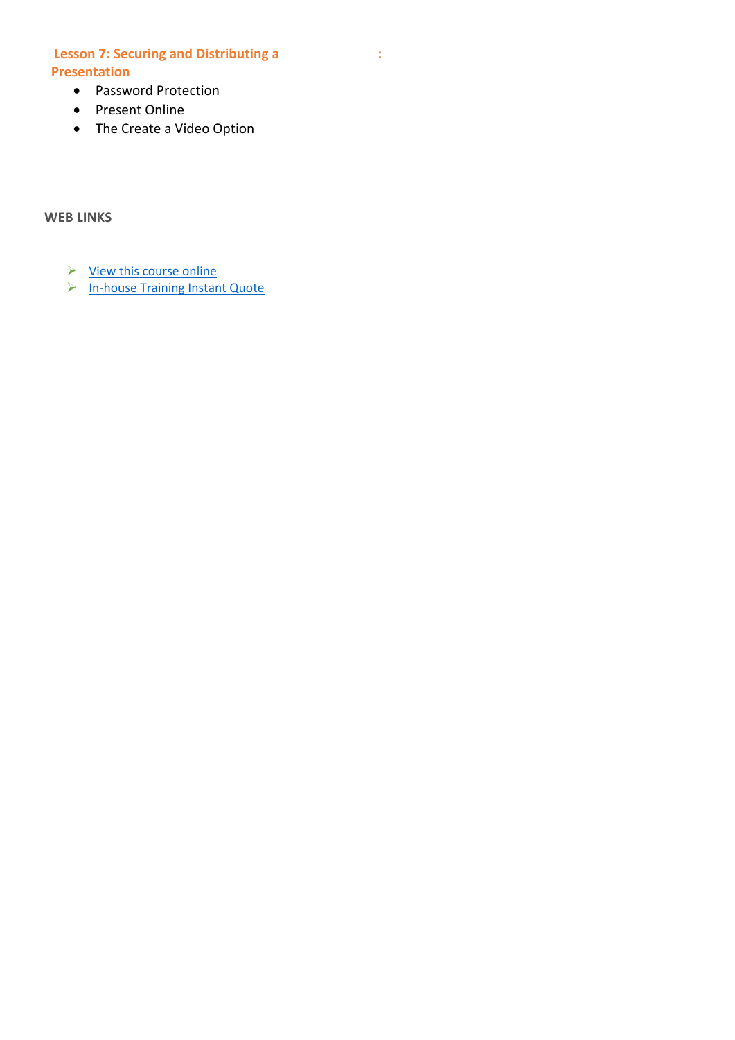**Lesson 7: Securing and Distributing a Presentation** :

- Password Protection
- Present Online
- The Create a Video Option

---

**WEB LINKS**

---

- View this course online
- In-house Training Instant Quote